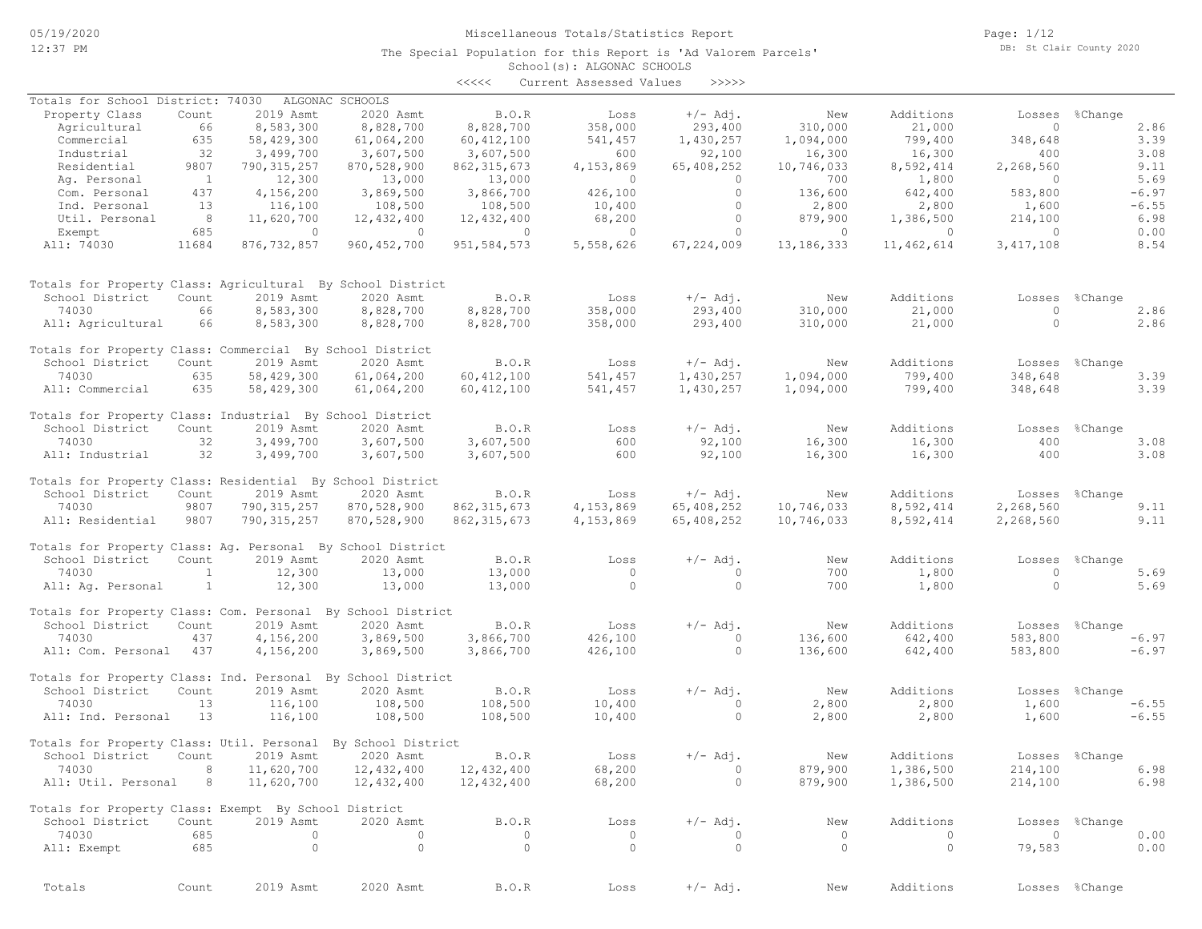Miscellaneous Totals/Statistics Report

The Special Population for this Report is 'Ad Valorem Parcels'

School(s): ALGONAC SCHOOLS

<<<<< Current Assessed Values >>>>>

Totals for School District: 74030 ALGONAC SCHOOLS

| Property Class | Count | 2019 Asmt | 2020 Asmt | B.O.R | Loss | +/- Adj. | New | Additions | Losses | %Change |
|---|---|---|---|---|---|---|---|---|---|---|
| Agricultural | 66 | 8,583,300 | 8,828,700 | 8,828,700 | 358,000 | 293,400 | 310,000 | 21,000 | 0 | 2.86 |
| Commercial | 635 | 58,429,300 | 61,064,200 | 60,412,100 | 541,457 | 1,430,257 | 1,094,000 | 799,400 | 348,648 | 3.39 |
| Industrial | 32 | 3,499,700 | 3,607,500 | 3,607,500 | 600 | 92,100 | 16,300 | 16,300 | 400 | 3.08 |
| Residential | 9807 | 790,315,257 | 870,528,900 | 862,315,673 | 4,153,869 | 65,408,252 | 10,746,033 | 8,592,414 | 2,268,560 | 9.11 |
| Ag. Personal | 1 | 12,300 | 13,000 | 13,000 | 0 | 0 | 700 | 1,800 | 0 | 5.69 |
| Com. Personal | 437 | 4,156,200 | 3,869,500 | 3,866,700 | 426,100 | 0 | 136,600 | 642,400 | 583,800 | -6.97 |
| Ind. Personal | 13 | 116,100 | 108,500 | 108,500 | 10,400 | 0 | 2,800 | 2,800 | 1,600 | -6.55 |
| Util. Personal | 8 | 11,620,700 | 12,432,400 | 12,432,400 | 68,200 | 0 | 879,900 | 1,386,500 | 214,100 | 6.98 |
| Exempt | 685 | 0 | 0 | 0 | 0 | 0 | 0 | 0 | 0 | 0.00 |
| All: 74030 | 11684 | 876,732,857 | 960,452,700 | 951,584,573 | 5,558,626 | 67,224,009 | 13,186,333 | 11,462,614 | 3,417,108 | 8.54 |

Totals for Property Class: Agricultural By School District

| School District | Count | 2019 Asmt | 2020 Asmt | B.O.R | Loss | +/- Adj. | New | Additions | Losses | %Change |
|---|---|---|---|---|---|---|---|---|---|---|
| 74030 | 66 | 8,583,300 | 8,828,700 | 8,828,700 | 358,000 | 293,400 | 310,000 | 21,000 | 0 | 2.86 |
| All: Agricultural | 66 | 8,583,300 | 8,828,700 | 8,828,700 | 358,000 | 293,400 | 310,000 | 21,000 | 0 | 2.86 |

Totals for Property Class: Commercial By School District

| School District | Count | 2019 Asmt | 2020 Asmt | B.O.R | Loss | +/- Adj. | New | Additions | Losses | %Change |
|---|---|---|---|---|---|---|---|---|---|---|
| 74030 | 635 | 58,429,300 | 61,064,200 | 60,412,100 | 541,457 | 1,430,257 | 1,094,000 | 799,400 | 348,648 | 3.39 |
| All: Commercial | 635 | 58,429,300 | 61,064,200 | 60,412,100 | 541,457 | 1,430,257 | 1,094,000 | 799,400 | 348,648 | 3.39 |

Totals for Property Class: Industrial By School District

| School District | Count | 2019 Asmt | 2020 Asmt | B.O.R | Loss | +/- Adj. | New | Additions | Losses | %Change |
|---|---|---|---|---|---|---|---|---|---|---|
| 74030 | 32 | 3,499,700 | 3,607,500 | 3,607,500 | 600 | 92,100 | 16,300 | 16,300 | 400 | 3.08 |
| All: Industrial | 32 | 3,499,700 | 3,607,500 | 3,607,500 | 600 | 92,100 | 16,300 | 16,300 | 400 | 3.08 |

Totals for Property Class: Residential By School District

| School District | Count | 2019 Asmt | 2020 Asmt | B.O.R | Loss | +/- Adj. | New | Additions | Losses | %Change |
|---|---|---|---|---|---|---|---|---|---|---|
| 74030 | 9807 | 790,315,257 | 870,528,900 | 862,315,673 | 4,153,869 | 65,408,252 | 10,746,033 | 8,592,414 | 2,268,560 | 9.11 |
| All: Residential | 9807 | 790,315,257 | 870,528,900 | 862,315,673 | 4,153,869 | 65,408,252 | 10,746,033 | 8,592,414 | 2,268,560 | 9.11 |

Totals for Property Class: Ag. Personal By School District

| School District | Count | 2019 Asmt | 2020 Asmt | B.O.R | Loss | +/- Adj. | New | Additions | Losses | %Change |
|---|---|---|---|---|---|---|---|---|---|---|
| 74030 | 1 | 12,300 | 13,000 | 13,000 | 0 | 0 | 700 | 1,800 | 0 | 5.69 |
| All: Ag. Personal | 1 | 12,300 | 13,000 | 13,000 | 0 | 0 | 700 | 1,800 | 0 | 5.69 |

Totals for Property Class: Com. Personal By School District

| School District | Count | 2019 Asmt | 2020 Asmt | B.O.R | Loss | +/- Adj. | New | Additions | Losses | %Change |
|---|---|---|---|---|---|---|---|---|---|---|
| 74030 | 437 | 4,156,200 | 3,869,500 | 3,866,700 | 426,100 | 0 | 136,600 | 642,400 | 583,800 | -6.97 |
| All: Com. Personal | 437 | 4,156,200 | 3,869,500 | 3,866,700 | 426,100 | 0 | 136,600 | 642,400 | 583,800 | -6.97 |

Totals for Property Class: Ind. Personal By School District

| School District | Count | 2019 Asmt | 2020 Asmt | B.O.R | Loss | +/- Adj. | New | Additions | Losses | %Change |
|---|---|---|---|---|---|---|---|---|---|---|
| 74030 | 13 | 116,100 | 108,500 | 108,500 | 10,400 | 0 | 2,800 | 2,800 | 1,600 | -6.55 |
| All: Ind. Personal | 13 | 116,100 | 108,500 | 108,500 | 10,400 | 0 | 2,800 | 2,800 | 1,600 | -6.55 |

Totals for Property Class: Util. Personal By School District

| School District | Count | 2019 Asmt | 2020 Asmt | B.O.R | Loss | +/- Adj. | New | Additions | Losses | %Change |
|---|---|---|---|---|---|---|---|---|---|---|
| 74030 | 8 | 11,620,700 | 12,432,400 | 12,432,400 | 68,200 | 0 | 879,900 | 1,386,500 | 214,100 | 6.98 |
| All: Util. Personal | 8 | 11,620,700 | 12,432,400 | 12,432,400 | 68,200 | 0 | 879,900 | 1,386,500 | 214,100 | 6.98 |

Totals for Property Class: Exempt By School District

| School District | Count | 2019 Asmt | 2020 Asmt | B.O.R | Loss | +/- Adj. | New | Additions | Losses | %Change |
|---|---|---|---|---|---|---|---|---|---|---|
| 74030 | 685 | 0 | 0 | 0 | 0 | 0 | 0 | 0 | 0 | 0.00 |
| All: Exempt | 685 | 0 | 0 | 0 | 0 | 0 | 0 | 0 | 79,583 | 0.00 |

| Totals | Count | 2019 Asmt | 2020 Asmt | B.O.R | Loss | +/- Adj. | New | Additions | Losses | %Change |
|---|---|---|---|---|---|---|---|---|---|---|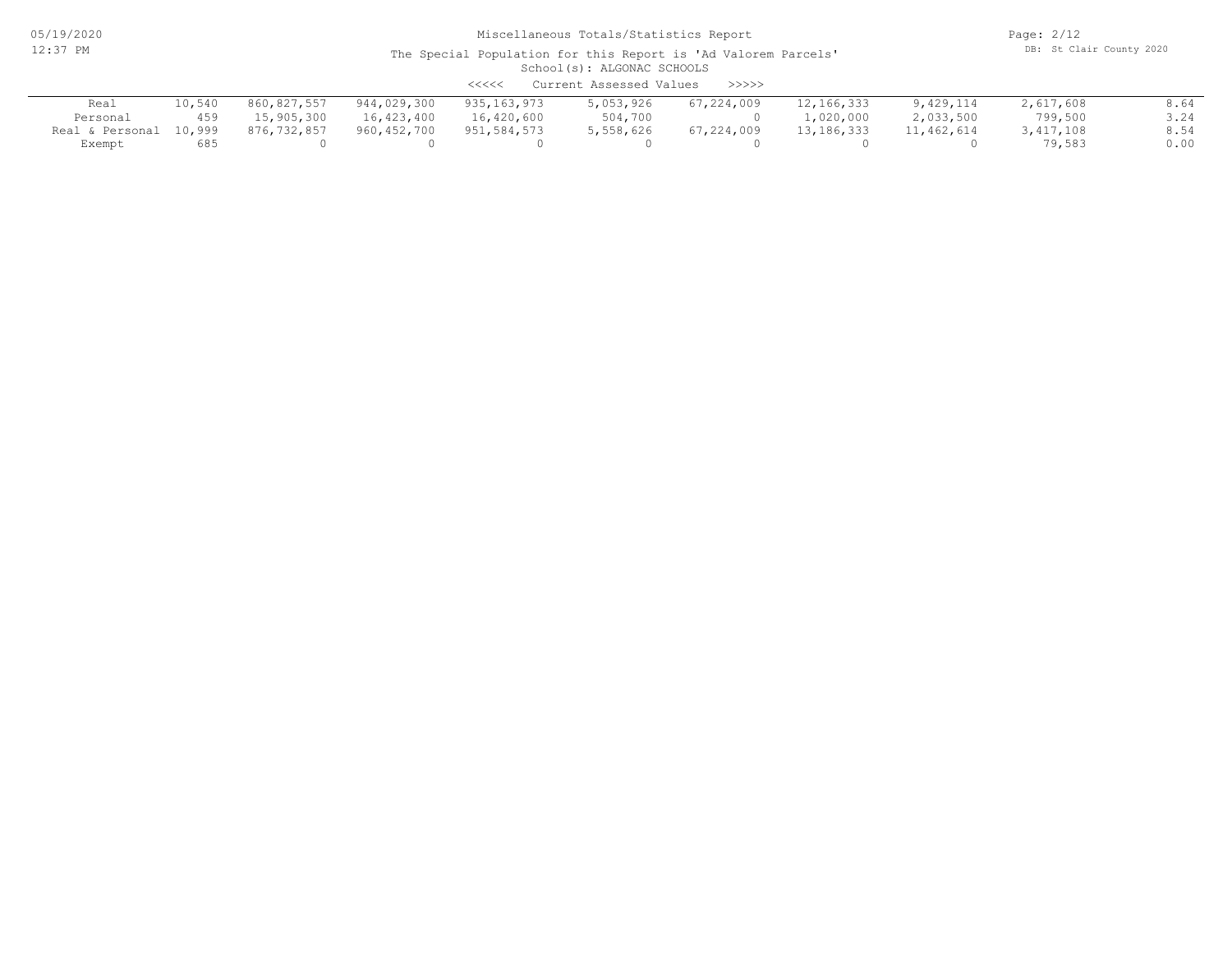Miscellaneous Totals/Statistics Report

The Special Population for this Report is 'Ad Valorem Parcels'

School(s): ALGONAC SCHOOLS

<<<<< Current Assessed Values >>>>>

| | | | | | | | | | | |
|---|---|---|---|---|---|---|---|---|---|---|
| Real | 10,540 | 860,827,557 | 944,029,300 | 935,163,973 | 5,053,926 | 67,224,009 | 12,166,333 | 9,429,114 | 2,617,608 | 8.64 |
| Personal | 459 | 15,905,300 | 16,423,400 | 16,420,600 | 504,700 | 0 | 1,020,000 | 2,033,500 | 799,500 | 3.24 |
| Real & Personal | 10,999 | 876,732,857 | 960,452,700 | 951,584,573 | 5,558,626 | 67,224,009 | 13,186,333 | 11,462,614 | 3,417,108 | 8.54 |
| Exempt | 685 | 0 | 0 | 0 | 0 | 0 | 0 | 0 | 79,583 | 0.00 |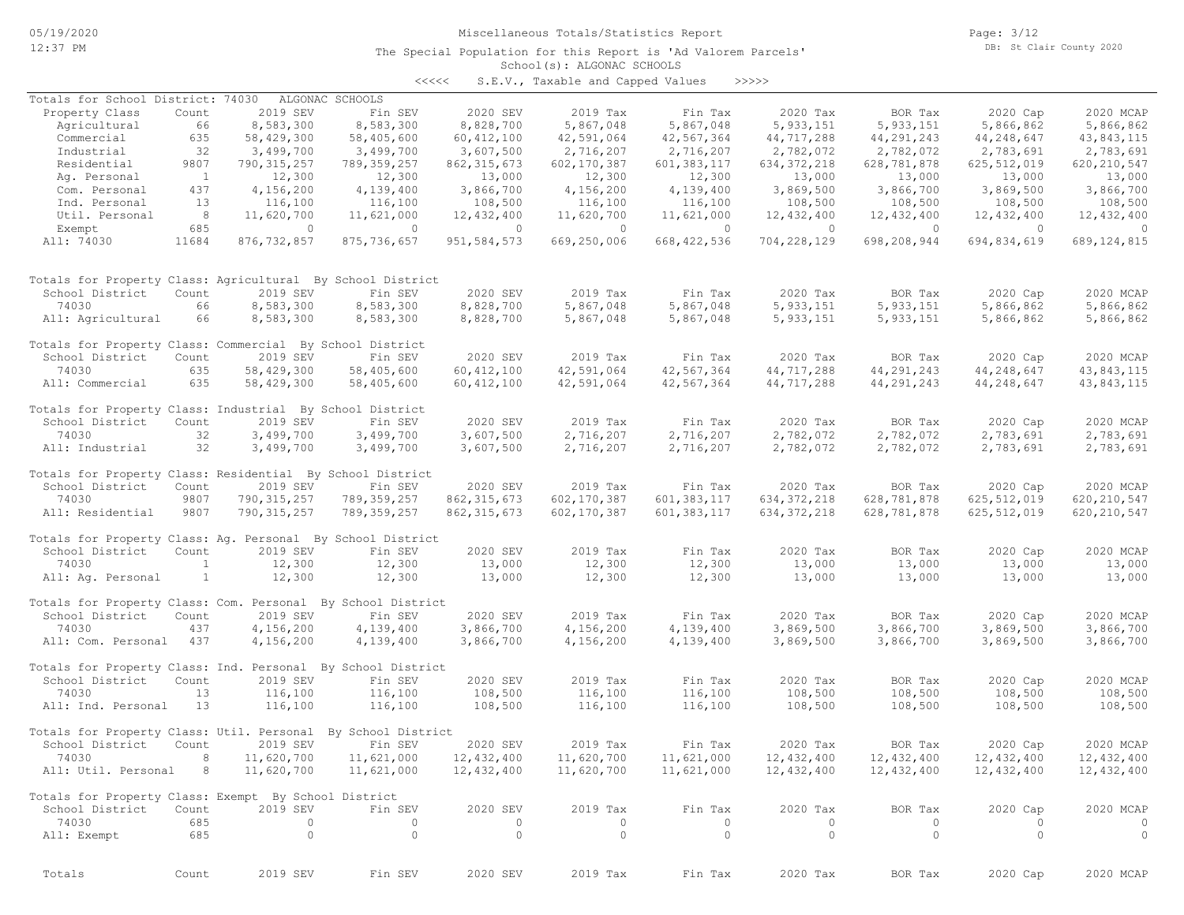Miscellaneous Totals/Statistics Report

The Special Population for this Report is 'Ad Valorem Parcels'
School(s): ALGONAC SCHOOLS

<<<<< S.E.V., Taxable and Capped Values >>>>>

Totals for School District: 74030 ALGONAC SCHOOLS

| Property Class | Count | 2019 SEV | Fin SEV | 2020 SEV | 2019 Tax | Fin Tax | 2020 Tax | BOR Tax | 2020 Cap | 2020 MCAP |
|---|---|---|---|---|---|---|---|---|---|---|
| Agricultural | 66 | 8,583,300 | 8,583,300 | 8,828,700 | 5,867,048 | 5,867,048 | 5,933,151 | 5,933,151 | 5,866,862 | 5,866,862 |
| Commercial | 635 | 58,429,300 | 58,405,600 | 60,412,100 | 42,591,064 | 42,567,364 | 44,717,288 | 44,291,243 | 44,248,647 | 43,843,115 |
| Industrial | 32 | 3,499,700 | 3,499,700 | 3,607,500 | 2,716,207 | 2,716,207 | 2,782,072 | 2,782,072 | 2,783,691 | 2,783,691 |
| Residential | 9807 | 790,315,257 | 789,359,257 | 862,315,673 | 602,170,387 | 601,383,117 | 634,372,218 | 628,781,878 | 625,512,019 | 620,210,547 |
| Ag. Personal | 1 | 12,300 | 12,300 | 13,000 | 12,300 | 12,300 | 13,000 | 13,000 | 13,000 | 13,000 |
| Com. Personal | 437 | 4,156,200 | 4,139,400 | 3,866,700 | 4,156,200 | 4,139,400 | 3,869,500 | 3,866,700 | 3,869,500 | 3,866,700 |
| Ind. Personal | 13 | 116,100 | 116,100 | 108,500 | 116,100 | 116,100 | 108,500 | 108,500 | 108,500 | 108,500 |
| Util. Personal | 8 | 11,620,700 | 11,621,000 | 12,432,400 | 11,620,700 | 11,621,000 | 12,432,400 | 12,432,400 | 12,432,400 | 12,432,400 |
| Exempt | 685 | 0 | 0 | 0 | 0 | 0 | 0 | 0 | 0 | 0 |
| All: 74030 | 11684 | 876,732,857 | 875,736,657 | 951,584,573 | 669,250,006 | 668,422,536 | 704,228,129 | 698,208,944 | 694,834,619 | 689,124,815 |

Totals for Property Class: Agricultural By School District

| School District | Count | 2019 SEV | Fin SEV | 2020 SEV | 2019 Tax | Fin Tax | 2020 Tax | BOR Tax | 2020 Cap | 2020 MCAP |
|---|---|---|---|---|---|---|---|---|---|---|
| 74030 | 66 | 8,583,300 | 8,583,300 | 8,828,700 | 5,867,048 | 5,867,048 | 5,933,151 | 5,933,151 | 5,866,862 | 5,866,862 |
| All: Agricultural | 66 | 8,583,300 | 8,583,300 | 8,828,700 | 5,867,048 | 5,867,048 | 5,933,151 | 5,933,151 | 5,866,862 | 5,866,862 |

Totals for Property Class: Commercial By School District

| School District | Count | 2019 SEV | Fin SEV | 2020 SEV | 2019 Tax | Fin Tax | 2020 Tax | BOR Tax | 2020 Cap | 2020 MCAP |
|---|---|---|---|---|---|---|---|---|---|---|
| 74030 | 635 | 58,429,300 | 58,405,600 | 60,412,100 | 42,591,064 | 42,567,364 | 44,717,288 | 44,291,243 | 44,248,647 | 43,843,115 |
| All: Commercial | 635 | 58,429,300 | 58,405,600 | 60,412,100 | 42,591,064 | 42,567,364 | 44,717,288 | 44,291,243 | 44,248,647 | 43,843,115 |

Totals for Property Class: Industrial By School District

| School District | Count | 2019 SEV | Fin SEV | 2020 SEV | 2019 Tax | Fin Tax | 2020 Tax | BOR Tax | 2020 Cap | 2020 MCAP |
|---|---|---|---|---|---|---|---|---|---|---|
| 74030 | 32 | 3,499,700 | 3,499,700 | 3,607,500 | 2,716,207 | 2,716,207 | 2,782,072 | 2,782,072 | 2,783,691 | 2,783,691 |
| All: Industrial | 32 | 3,499,700 | 3,499,700 | 3,607,500 | 2,716,207 | 2,716,207 | 2,782,072 | 2,782,072 | 2,783,691 | 2,783,691 |

Totals for Property Class: Residential By School District

| School District | Count | 2019 SEV | Fin SEV | 2020 SEV | 2019 Tax | Fin Tax | 2020 Tax | BOR Tax | 2020 Cap | 2020 MCAP |
|---|---|---|---|---|---|---|---|---|---|---|
| 74030 | 9807 | 790,315,257 | 789,359,257 | 862,315,673 | 602,170,387 | 601,383,117 | 634,372,218 | 628,781,878 | 625,512,019 | 620,210,547 |
| All: Residential | 9807 | 790,315,257 | 789,359,257 | 862,315,673 | 602,170,387 | 601,383,117 | 634,372,218 | 628,781,878 | 625,512,019 | 620,210,547 |

Totals for Property Class: Ag. Personal By School District

| School District | Count | 2019 SEV | Fin SEV | 2020 SEV | 2019 Tax | Fin Tax | 2020 Tax | BOR Tax | 2020 Cap | 2020 MCAP |
|---|---|---|---|---|---|---|---|---|---|---|
| 74030 | 1 | 12,300 | 12,300 | 13,000 | 12,300 | 12,300 | 13,000 | 13,000 | 13,000 | 13,000 |
| All: Ag. Personal | 1 | 12,300 | 12,300 | 13,000 | 12,300 | 12,300 | 13,000 | 13,000 | 13,000 | 13,000 |

Totals for Property Class: Com. Personal By School District

| School District | Count | 2019 SEV | Fin SEV | 2020 SEV | 2019 Tax | Fin Tax | 2020 Tax | BOR Tax | 2020 Cap | 2020 MCAP |
|---|---|---|---|---|---|---|---|---|---|---|
| 74030 | 437 | 4,156,200 | 4,139,400 | 3,866,700 | 4,156,200 | 4,139,400 | 3,869,500 | 3,866,700 | 3,869,500 | 3,866,700 |
| All: Com. Personal | 437 | 4,156,200 | 4,139,400 | 3,866,700 | 4,156,200 | 4,139,400 | 3,869,500 | 3,866,700 | 3,869,500 | 3,866,700 |

Totals for Property Class: Ind. Personal By School District

| School District | Count | 2019 SEV | Fin SEV | 2020 SEV | 2019 Tax | Fin Tax | 2020 Tax | BOR Tax | 2020 Cap | 2020 MCAP |
|---|---|---|---|---|---|---|---|---|---|---|
| 74030 | 13 | 116,100 | 116,100 | 108,500 | 116,100 | 116,100 | 108,500 | 108,500 | 108,500 | 108,500 |
| All: Ind. Personal | 13 | 116,100 | 116,100 | 108,500 | 116,100 | 116,100 | 108,500 | 108,500 | 108,500 | 108,500 |

Totals for Property Class: Util. Personal By School District

| School District | Count | 2019 SEV | Fin SEV | 2020 SEV | 2019 Tax | Fin Tax | 2020 Tax | BOR Tax | 2020 Cap | 2020 MCAP |
|---|---|---|---|---|---|---|---|---|---|---|
| 74030 | 8 | 11,620,700 | 11,621,000 | 12,432,400 | 11,620,700 | 11,621,000 | 12,432,400 | 12,432,400 | 12,432,400 | 12,432,400 |
| All: Util. Personal | 8 | 11,620,700 | 11,621,000 | 12,432,400 | 11,620,700 | 11,621,000 | 12,432,400 | 12,432,400 | 12,432,400 | 12,432,400 |

Totals for Property Class: Exempt By School District

| School District | Count | 2019 SEV | Fin SEV | 2020 SEV | 2019 Tax | Fin Tax | 2020 Tax | BOR Tax | 2020 Cap | 2020 MCAP |
|---|---|---|---|---|---|---|---|---|---|---|
| 74030 | 685 | 0 | 0 | 0 | 0 | 0 | 0 | 0 | 0 | 0 |
| All: Exempt | 685 | 0 | 0 | 0 | 0 | 0 | 0 | 0 | 0 | 0 |

| Totals | Count | 2019 SEV | Fin SEV | 2020 SEV | 2019 Tax | Fin Tax | 2020 Tax | BOR Tax | 2020 Cap | 2020 MCAP |
|---|---|---|---|---|---|---|---|---|---|---|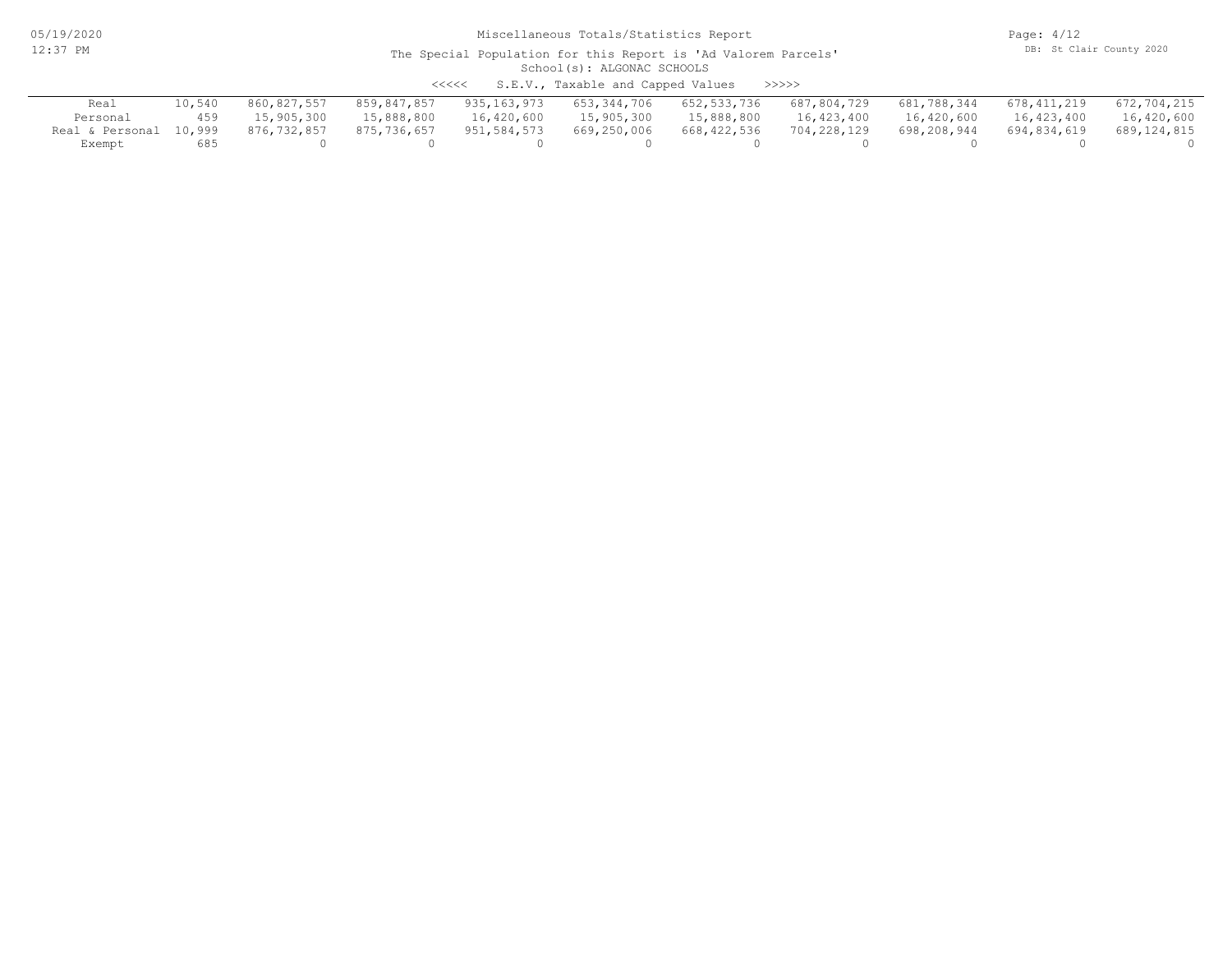Miscellaneous Totals/Statistics Report

The Special Population for this Report is 'Ad Valorem Parcels'

School(s): ALGONAC SCHOOLS

<<<<< S.E.V., Taxable and Capped Values >>>>>

| | | | | | | | | | | |
|---|---|---|---|---|---|---|---|---|---|---|
| Real | 10,540 | 860,827,557 | 859,847,857 | 935,163,973 | 653,344,706 | 652,533,736 | 687,804,729 | 681,788,344 | 678,411,219 | 672,704,215 |
| Personal | 459 | 15,905,300 | 15,888,800 | 16,420,600 | 15,905,300 | 15,888,800 | 16,423,400 | 16,420,600 | 16,423,400 | 16,420,600 |
| Real & Personal | 10,999 | 876,732,857 | 875,736,657 | 951,584,573 | 669,250,006 | 668,422,536 | 704,228,129 | 698,208,944 | 694,834,619 | 689,124,815 |
| Exempt | 685 | 0 | 0 | 0 | 0 | 0 | 0 | 0 | 0 | 0 |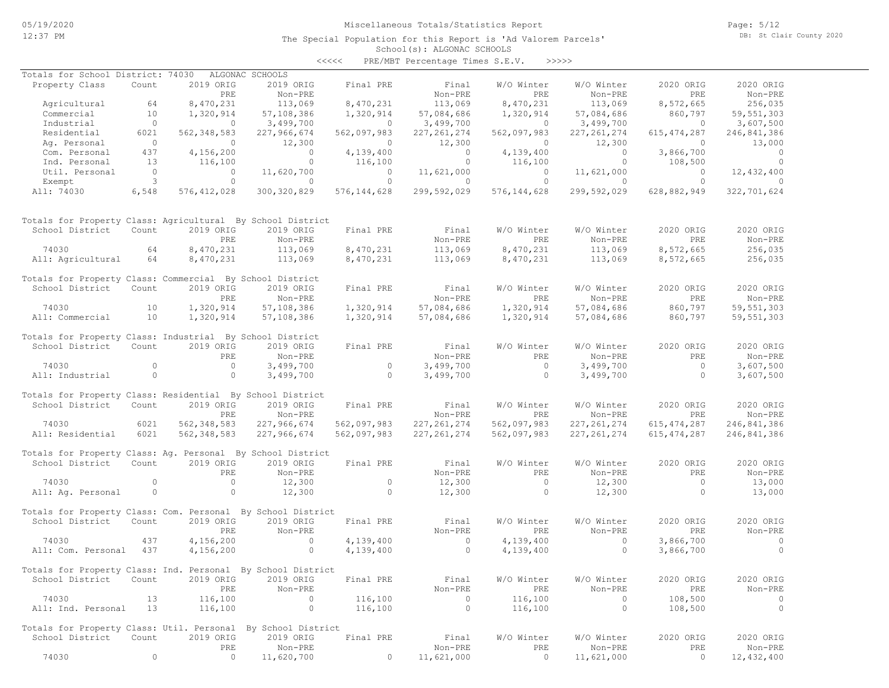Miscellaneous Totals/Statistics Report

The Special Population for this Report is 'Ad Valorem Parcels'

School(s): ALGONAC SCHOOLS

<<<<< PRE/MBT Percentage Times S.E.V. >>>>>

Totals for School District: 74030 ALGONAC SCHOOLS

| Property Class | Count | 2019 ORIG PRE | 2019 ORIG Non-PRE | Final PRE | Final Non-PRE | W/O Winter PRE | W/O Winter Non-PRE | 2020 ORIG PRE | 2020 ORIG Non-PRE |
|---|---|---|---|---|---|---|---|---|---|
| Agricultural | 64 | 8,470,231 | 113,069 | 8,470,231 | 113,069 | 8,470,231 | 113,069 | 8,572,665 | 256,035 |
| Commercial | 10 | 1,320,914 | 57,108,386 | 1,320,914 | 57,084,686 | 1,320,914 | 57,084,686 | 860,797 | 59,551,303 |
| Industrial | 0 | 0 | 3,499,700 | 0 | 3,499,700 | 0 | 3,499,700 | 0 | 3,607,500 |
| Residential | 6021 | 562,348,583 | 227,966,674 | 562,097,983 | 227,261,274 | 562,097,983 | 227,261,274 | 615,474,287 | 246,841,386 |
| Ag. Personal | 0 | 0 | 12,300 | 0 | 12,300 | 0 | 12,300 | 0 | 13,000 |
| Com. Personal | 437 | 4,156,200 | 0 | 4,139,400 | 0 | 4,139,400 | 0 | 3,866,700 | 0 |
| Ind. Personal | 13 | 116,100 | 0 | 116,100 | 0 | 116,100 | 0 | 108,500 | 0 |
| Util. Personal | 0 | 0 | 11,620,700 | 0 | 11,621,000 | 0 | 11,621,000 | 0 | 12,432,400 |
| Exempt | 3 | 0 | 0 | 0 | 0 | 0 | 0 | 0 | 0 |
| All: 74030 | 6,548 | 576,412,028 | 300,320,829 | 576,144,628 | 299,592,029 | 576,144,628 | 299,592,029 | 628,882,949 | 322,701,624 |

Totals for Property Class: Agricultural By School District

| School District | Count | 2019 ORIG PRE | 2019 ORIG Non-PRE | Final PRE | Final Non-PRE | W/O Winter PRE | W/O Winter Non-PRE | 2020 ORIG PRE | 2020 ORIG Non-PRE |
|---|---|---|---|---|---|---|---|---|---|
| 74030 | 64 | 8,470,231 | 113,069 | 8,470,231 | 113,069 | 8,470,231 | 113,069 | 8,572,665 | 256,035 |
| All: Agricultural | 64 | 8,470,231 | 113,069 | 8,470,231 | 113,069 | 8,470,231 | 113,069 | 8,572,665 | 256,035 |

Totals for Property Class: Commercial By School District

| School District | Count | 2019 ORIG PRE | 2019 ORIG Non-PRE | Final PRE | Final Non-PRE | W/O Winter PRE | W/O Winter Non-PRE | 2020 ORIG PRE | 2020 ORIG Non-PRE |
|---|---|---|---|---|---|---|---|---|---|
| 74030 | 10 | 1,320,914 | 57,108,386 | 1,320,914 | 57,084,686 | 1,320,914 | 57,084,686 | 860,797 | 59,551,303 |
| All: Commercial | 10 | 1,320,914 | 57,108,386 | 1,320,914 | 57,084,686 | 1,320,914 | 57,084,686 | 860,797 | 59,551,303 |

Totals for Property Class: Industrial By School District

| School District | Count | 2019 ORIG PRE | 2019 ORIG Non-PRE | Final PRE | Final Non-PRE | W/O Winter PRE | W/O Winter Non-PRE | 2020 ORIG PRE | 2020 ORIG Non-PRE |
|---|---|---|---|---|---|---|---|---|---|
| 74030 | 0 | 0 | 3,499,700 | 0 | 3,499,700 | 0 | 3,499,700 | 0 | 3,607,500 |
| All: Industrial | 0 | 0 | 3,499,700 | 0 | 3,499,700 | 0 | 3,499,700 | 0 | 3,607,500 |

Totals for Property Class: Residential By School District

| School District | Count | 2019 ORIG PRE | 2019 ORIG Non-PRE | Final PRE | Final Non-PRE | W/O Winter PRE | W/O Winter Non-PRE | 2020 ORIG PRE | 2020 ORIG Non-PRE |
|---|---|---|---|---|---|---|---|---|---|
| 74030 | 6021 | 562,348,583 | 227,966,674 | 562,097,983 | 227,261,274 | 562,097,983 | 227,261,274 | 615,474,287 | 246,841,386 |
| All: Residential | 6021 | 562,348,583 | 227,966,674 | 562,097,983 | 227,261,274 | 562,097,983 | 227,261,274 | 615,474,287 | 246,841,386 |

Totals for Property Class: Ag. Personal By School District

| School District | Count | 2019 ORIG PRE | 2019 ORIG Non-PRE | Final PRE | Final Non-PRE | W/O Winter PRE | W/O Winter Non-PRE | 2020 ORIG PRE | 2020 ORIG Non-PRE |
|---|---|---|---|---|---|---|---|---|---|
| 74030 | 0 | 0 | 12,300 | 0 | 12,300 | 0 | 12,300 | 0 | 13,000 |
| All: Ag. Personal | 0 | 0 | 12,300 | 0 | 12,300 | 0 | 12,300 | 0 | 13,000 |

Totals for Property Class: Com. Personal By School District

| School District | Count | 2019 ORIG PRE | 2019 ORIG Non-PRE | Final PRE | Final Non-PRE | W/O Winter PRE | W/O Winter Non-PRE | 2020 ORIG PRE | 2020 ORIG Non-PRE |
|---|---|---|---|---|---|---|---|---|---|
| 74030 | 437 | 4,156,200 | 0 | 4,139,400 | 0 | 4,139,400 | 0 | 3,866,700 | 0 |
| All: Com. Personal | 437 | 4,156,200 | 0 | 4,139,400 | 0 | 4,139,400 | 0 | 3,866,700 | 0 |

Totals for Property Class: Ind. Personal By School District

| School District | Count | 2019 ORIG PRE | 2019 ORIG Non-PRE | Final PRE | Final Non-PRE | W/O Winter PRE | W/O Winter Non-PRE | 2020 ORIG PRE | 2020 ORIG Non-PRE |
|---|---|---|---|---|---|---|---|---|---|
| 74030 | 13 | 116,100 | 0 | 116,100 | 0 | 116,100 | 0 | 108,500 | 0 |
| All: Ind. Personal | 13 | 116,100 | 0 | 116,100 | 0 | 116,100 | 0 | 108,500 | 0 |

Totals for Property Class: Util. Personal By School District

| School District | Count | 2019 ORIG PRE | 2019 ORIG Non-PRE | Final PRE | Final Non-PRE | W/O Winter PRE | W/O Winter Non-PRE | 2020 ORIG PRE | 2020 ORIG Non-PRE |
|---|---|---|---|---|---|---|---|---|---|
| 74030 | 0 | 0 | 11,620,700 | 0 | 11,621,000 | 0 | 11,621,000 | 0 | 12,432,400 |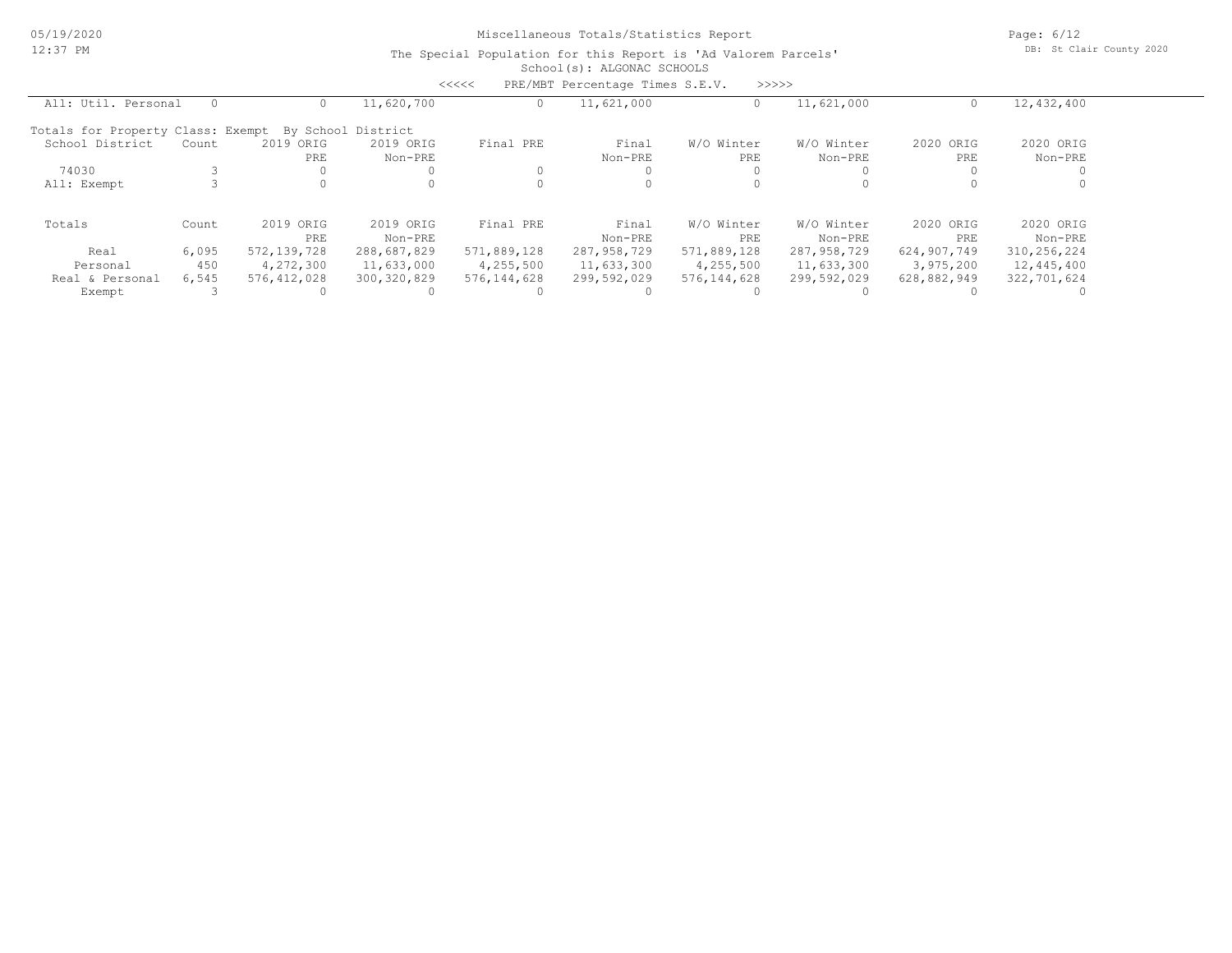Miscellaneous Totals/Statistics Report

The Special Population for this Report is 'Ad Valorem Parcels'

School(s): ALGONAC SCHOOLS

<<<<< PRE/MBT Percentage Times S.E.V. >>>>>

| All: Util. Personal | 0 | 0 | 11,620,700 | 0 | 11,621,000 | 0 | 11,621,000 | 0 | 12,432,400 |
|---|---|---|---|---|---|---|---|---|---|

Totals for Property Class: Exempt By School District

| School District | Count | 2019 ORIG PRE | 2019 ORIG Non-PRE | Final PRE | Final Non-PRE | W/O Winter PRE | W/O Winter Non-PRE | 2020 ORIG PRE | 2020 ORIG Non-PRE |
|---|---|---|---|---|---|---|---|---|---|
| 74030 | 3 | 0 | 0 | 0 | 0 | 0 | 0 | 0 | 0 |
| All: Exempt | 3 | 0 | 0 | 0 | 0 | 0 | 0 | 0 | 0 |

| Totals | Count | 2019 ORIG PRE | 2019 ORIG Non-PRE | Final PRE | Final Non-PRE | W/O Winter PRE | W/O Winter Non-PRE | 2020 ORIG PRE | 2020 ORIG Non-PRE |
|---|---|---|---|---|---|---|---|---|---|
| Real | 6,095 | 572,139,728 | 288,687,829 | 571,889,128 | 287,958,729 | 571,889,128 | 287,958,729 | 624,907,749 | 310,256,224 |
| Personal | 450 | 4,272,300 | 11,633,000 | 4,255,500 | 11,633,300 | 4,255,500 | 11,633,300 | 3,975,200 | 12,445,400 |
| Real & Personal | 6,545 | 576,412,028 | 300,320,829 | 576,144,628 | 299,592,029 | 576,144,628 | 299,592,029 | 628,882,949 | 322,701,624 |
| Exempt | 3 | 0 | 0 | 0 | 0 | 0 | 0 | 0 | 0 |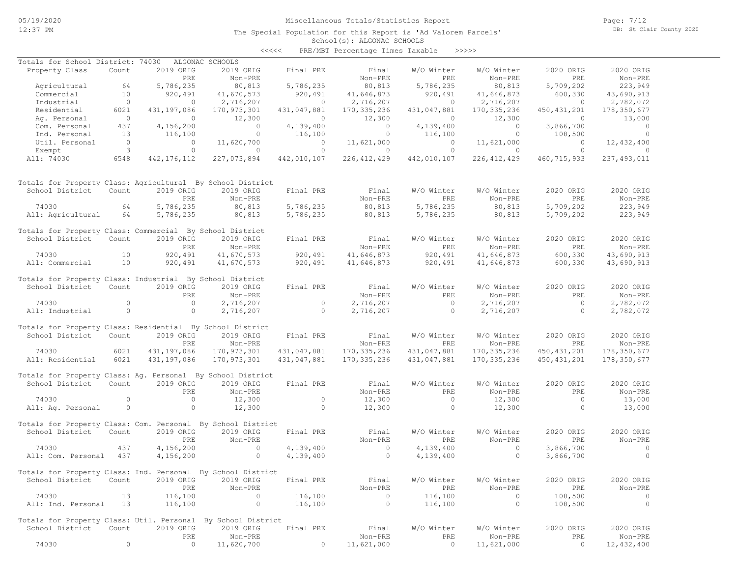Miscellaneous Totals/Statistics Report

The Special Population for this Report is 'Ad Valorem Parcels'

School(s): ALGONAC SCHOOLS

<<<<< PRE/MBT Percentage Times Taxable >>>>>

Totals for School District: 74030 ALGONAC SCHOOLS

| Property Class | Count | 2019 ORIG PRE | 2019 ORIG Non-PRE | Final PRE | Final Non-PRE | W/O Winter PRE | W/O Winter Non-PRE | 2020 ORIG PRE | 2020 ORIG Non-PRE |
|---|---|---|---|---|---|---|---|---|---|
| Agricultural | 64 | 5,786,235 | 80,813 | 5,786,235 | 80,813 | 5,786,235 | 80,813 | 5,709,202 | 223,949 |
| Commercial | 10 | 920,491 | 41,670,573 | 920,491 | 41,646,873 | 920,491 | 41,646,873 | 600,330 | 43,690,913 |
| Industrial | 0 | 0 | 2,716,207 | 0 | 2,716,207 | 0 | 2,716,207 | 0 | 2,782,072 |
| Residential | 6021 | 431,197,086 | 170,973,301 | 431,047,881 | 170,335,236 | 431,047,881 | 170,335,236 | 450,431,201 | 178,350,677 |
| Ag. Personal | 0 | 0 | 12,300 | 0 | 12,300 | 0 | 12,300 | 0 | 13,000 |
| Com. Personal | 437 | 4,156,200 | 0 | 4,139,400 | 0 | 4,139,400 | 0 | 3,866,700 | 0 |
| Ind. Personal | 13 | 116,100 | 0 | 116,100 | 0 | 116,100 | 0 | 108,500 | 0 |
| Util. Personal | 0 | 0 | 11,620,700 | 0 | 11,621,000 | 0 | 11,621,000 | 0 | 12,432,400 |
| Exempt | 3 | 0 | 0 | 0 | 0 | 0 | 0 | 0 | 0 |
| All: 74030 | 6548 | 442,176,112 | 227,073,894 | 442,010,107 | 226,412,429 | 442,010,107 | 226,412,429 | 460,715,933 | 237,493,011 |

Totals for Property Class: Agricultural By School District

| School District | Count | 2019 ORIG PRE | 2019 ORIG Non-PRE | Final PRE | Final Non-PRE | W/O Winter PRE | W/O Winter Non-PRE | 2020 ORIG PRE | 2020 ORIG Non-PRE |
|---|---|---|---|---|---|---|---|---|---|
| 74030 | 64 | 5,786,235 | 80,813 | 5,786,235 | 80,813 | 5,786,235 | 80,813 | 5,709,202 | 223,949 |
| All: Agricultural | 64 | 5,786,235 | 80,813 | 5,786,235 | 80,813 | 5,786,235 | 80,813 | 5,709,202 | 223,949 |

Totals for Property Class: Commercial By School District

| School District | Count | 2019 ORIG PRE | 2019 ORIG Non-PRE | Final PRE | Final Non-PRE | W/O Winter PRE | W/O Winter Non-PRE | 2020 ORIG PRE | 2020 ORIG Non-PRE |
|---|---|---|---|---|---|---|---|---|---|
| 74030 | 10 | 920,491 | 41,670,573 | 920,491 | 41,646,873 | 920,491 | 41,646,873 | 600,330 | 43,690,913 |
| All: Commercial | 10 | 920,491 | 41,670,573 | 920,491 | 41,646,873 | 920,491 | 41,646,873 | 600,330 | 43,690,913 |

Totals for Property Class: Industrial By School District

| School District | Count | 2019 ORIG PRE | 2019 ORIG Non-PRE | Final PRE | Final Non-PRE | W/O Winter PRE | W/O Winter Non-PRE | 2020 ORIG PRE | 2020 ORIG Non-PRE |
|---|---|---|---|---|---|---|---|---|---|
| 74030 | 0 | 0 | 2,716,207 | 0 | 2,716,207 | 0 | 2,716,207 | 0 | 2,782,072 |
| All: Industrial | 0 | 0 | 2,716,207 | 0 | 2,716,207 | 0 | 2,716,207 | 0 | 2,782,072 |

Totals for Property Class: Residential By School District

| School District | Count | 2019 ORIG PRE | 2019 ORIG Non-PRE | Final PRE | Final Non-PRE | W/O Winter PRE | W/O Winter Non-PRE | 2020 ORIG PRE | 2020 ORIG Non-PRE |
|---|---|---|---|---|---|---|---|---|---|
| 74030 | 6021 | 431,197,086 | 170,973,301 | 431,047,881 | 170,335,236 | 431,047,881 | 170,335,236 | 450,431,201 | 178,350,677 |
| All: Residential | 6021 | 431,197,086 | 170,973,301 | 431,047,881 | 170,335,236 | 431,047,881 | 170,335,236 | 450,431,201 | 178,350,677 |

Totals for Property Class: Ag. Personal By School District

| School District | Count | 2019 ORIG PRE | 2019 ORIG Non-PRE | Final PRE | Final Non-PRE | W/O Winter PRE | W/O Winter Non-PRE | 2020 ORIG PRE | 2020 ORIG Non-PRE |
|---|---|---|---|---|---|---|---|---|---|
| 74030 | 0 | 0 | 12,300 | 0 | 12,300 | 0 | 12,300 | 0 | 13,000 |
| All: Ag. Personal | 0 | 0 | 12,300 | 0 | 12,300 | 0 | 12,300 | 0 | 13,000 |

Totals for Property Class: Com. Personal By School District

| School District | Count | 2019 ORIG PRE | 2019 ORIG Non-PRE | Final PRE | Final Non-PRE | W/O Winter PRE | W/O Winter Non-PRE | 2020 ORIG PRE | 2020 ORIG Non-PRE |
|---|---|---|---|---|---|---|---|---|---|
| 74030 | 437 | 4,156,200 | 0 | 4,139,400 | 0 | 4,139,400 | 0 | 3,866,700 | 0 |
| All: Com. Personal | 437 | 4,156,200 | 0 | 4,139,400 | 0 | 4,139,400 | 0 | 3,866,700 | 0 |

Totals for Property Class: Ind. Personal By School District

| School District | Count | 2019 ORIG PRE | 2019 ORIG Non-PRE | Final PRE | Final Non-PRE | W/O Winter PRE | W/O Winter Non-PRE | 2020 ORIG PRE | 2020 ORIG Non-PRE |
|---|---|---|---|---|---|---|---|---|---|
| 74030 | 13 | 116,100 | 0 | 116,100 | 0 | 116,100 | 0 | 108,500 | 0 |
| All: Ind. Personal | 13 | 116,100 | 0 | 116,100 | 0 | 116,100 | 0 | 108,500 | 0 |

Totals for Property Class: Util. Personal By School District

| School District | Count | 2019 ORIG PRE | 2019 ORIG Non-PRE | Final PRE | Final Non-PRE | W/O Winter PRE | W/O Winter Non-PRE | 2020 ORIG PRE | 2020 ORIG Non-PRE |
|---|---|---|---|---|---|---|---|---|---|
| 74030 | 0 | 0 | 11,620,700 | 0 | 11,621,000 | 0 | 11,621,000 | 0 | 12,432,400 |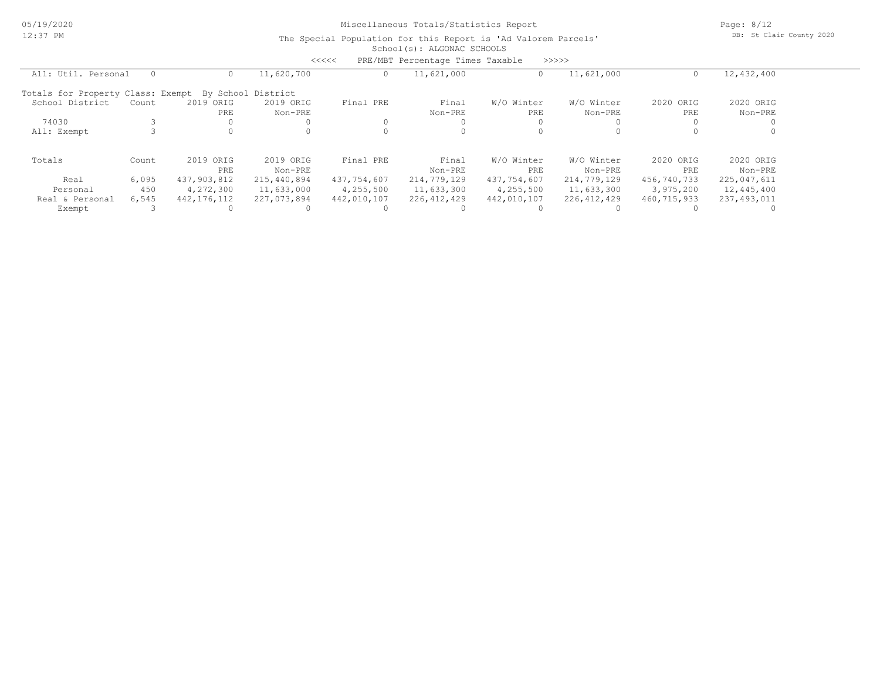# Miscellaneous Totals/Statistics Report

The Special Population for this Report is 'Ad Valorem Parcels'

School(s): ALGONAC SCHOOLS

<<<<< PRE/MBT Percentage Times Taxable >>>>>

| All: Util. Personal | 0 | 0 | 11,620,700 | 0 | 11,621,000 | 0 | 11,621,000 | 0 | 12,432,400 |
|---|---|---|---|---|---|---|---|---|---|

Totals for Property Class: Exempt By School District

| School District | Count | 2019 ORIG PRE | 2019 ORIG Non-PRE | Final PRE | Final Non-PRE | W/O Winter PRE | W/O Winter Non-PRE | 2020 ORIG PRE | 2020 ORIG Non-PRE |
|---|---|---|---|---|---|---|---|---|---|
| 74030 | 3 | 0 | 0 | 0 | 0 | 0 | 0 | 0 | 0 |
| All: Exempt | 3 | 0 | 0 | 0 | 0 | 0 | 0 | 0 | 0 |

| Totals | Count | 2019 ORIG PRE | 2019 ORIG Non-PRE | Final PRE | Final Non-PRE | W/O Winter PRE | W/O Winter Non-PRE | 2020 ORIG PRE | 2020 ORIG Non-PRE |
|---|---|---|---|---|---|---|---|---|---|
| Real | 6,095 | 437,903,812 | 215,440,894 | 437,754,607 | 214,779,129 | 437,754,607 | 214,779,129 | 456,740,733 | 225,047,611 |
| Personal | 450 | 4,272,300 | 11,633,000 | 4,255,500 | 11,633,300 | 4,255,500 | 11,633,300 | 3,975,200 | 12,445,400 |
| Real & Personal | 6,545 | 442,176,112 | 227,073,894 | 442,010,107 | 226,412,429 | 442,010,107 | 226,412,429 | 460,715,933 | 237,493,011 |
| Exempt | 3 | 0 | 0 | 0 | 0 | 0 | 0 | 0 | 0 |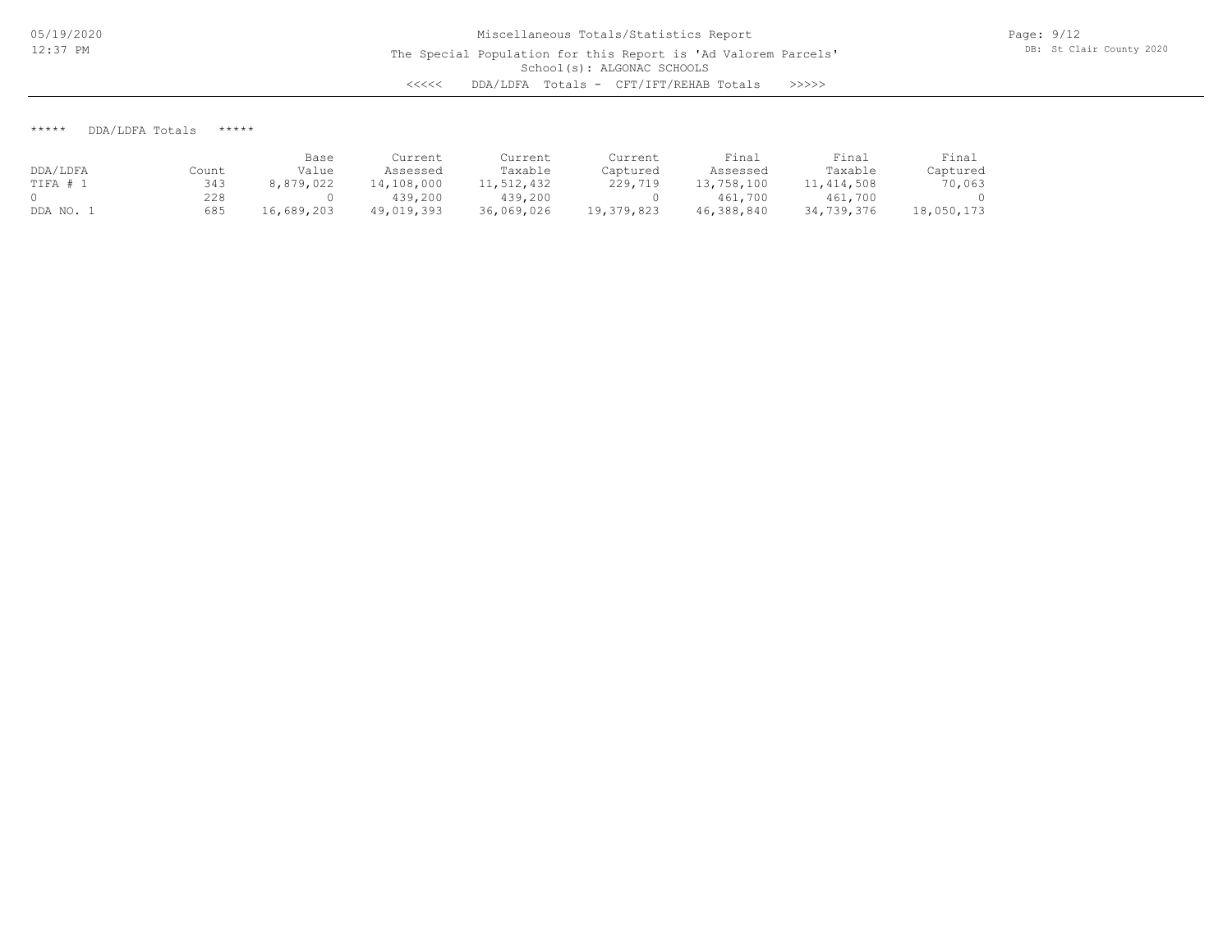Miscellaneous Totals/Statistics Report

The Special Population for this Report is 'Ad Valorem Parcels'
School(s): ALGONAC SCHOOLS

<<<<< DDA/LDFA Totals - CFT/IFT/REHAB Totals >>>>>

## ***** DDA/LDFA Totals *****

| DDA/LDFA | Count | Base Value | Current Assessed | Current Taxable | Current Captured | Final Assessed | Final Taxable | Final Captured |
|---|---|---|---|---|---|---|---|---|
| TIFA # 1 | 343 | 8,879,022 | 14,108,000 | 11,512,432 | 229,719 | 13,758,100 | 11,414,508 | 70,063 |
| 0 | 228 | 0 | 439,200 | 439,200 | 0 | 461,700 | 461,700 | 0 |
| DDA NO. 1 | 685 | 16,689,203 | 49,019,393 | 36,069,026 | 19,379,823 | 46,388,840 | 34,739,376 | 18,050,173 |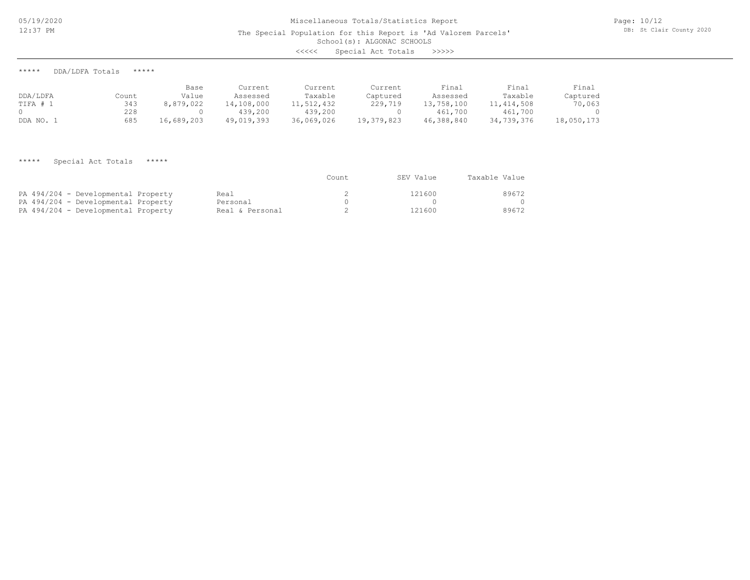Miscellaneous Totals/Statistics Report

The Special Population for this Report is 'Ad Valorem Parcels'

School(s): ALGONAC SCHOOLS

<<<<< Special Act Totals >>>>>

***** DDA/LDFA Totals *****

| DDA/LDFA | Count | Base Value | Current Assessed | Current Taxable | Current Captured | Final Assessed | Final Taxable | Final Captured |
|---|---|---|---|---|---|---|---|---|
| TIFA # 1 | 343 | 8,879,022 | 14,108,000 | 11,512,432 | 229,719 | 13,758,100 | 11,414,508 | 70,063 |
| 0 | 228 | 0 | 439,200 | 439,200 | 0 | 461,700 | 461,700 | 0 |
| DDA NO. 1 | 685 | 16,689,203 | 49,019,393 | 36,069,026 | 19,379,823 | 46,388,840 | 34,739,376 | 18,050,173 |

***** Special Act Totals *****

| | | Count | SEV Value | Taxable Value |
|---|---|---|---|---|
| PA 494/204 - Developmental Property | Real | 2 | 121600 | 89672 |
| PA 494/204 - Developmental Property | Personal | 0 | 0 | 0 |
| PA 494/204 - Developmental Property | Real & Personal | 2 | 121600 | 89672 |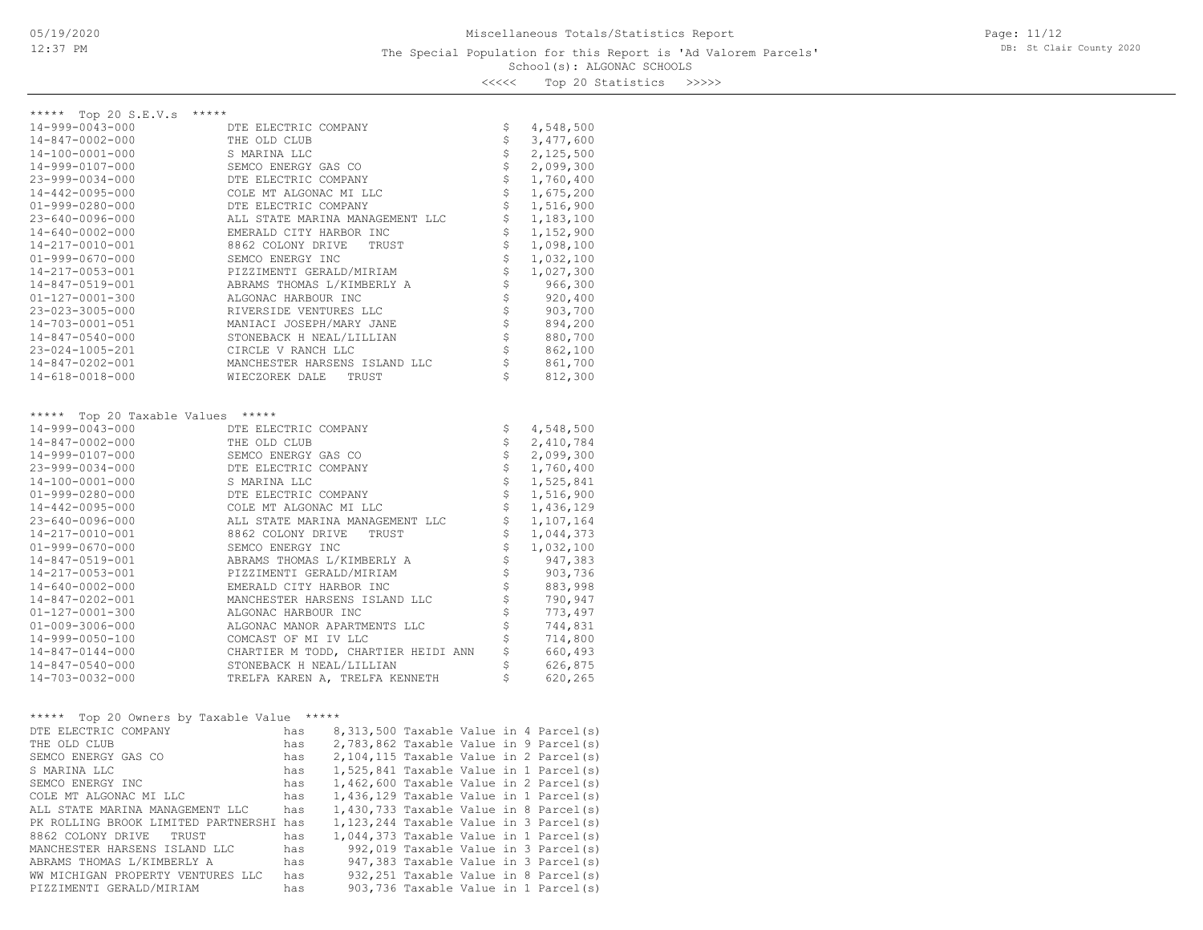# Miscellaneous Totals/Statistics Report

The Special Population for this Report is 'Ad Valorem Parcels'

School(s): ALGONAC SCHOOLS

<<<<< Top 20 Statistics >>>>>

## ***** Top 20 S.E.V.s *****

| Parcel | Owner | S.E.V. |
|---|---|---|
| 14-999-0043-000 | DTE ELECTRIC COMPANY | $ 4,548,500 |
| 14-847-0002-000 | THE OLD CLUB | $ 3,477,600 |
| 14-100-0001-000 | S MARINA LLC | $ 2,125,500 |
| 14-999-0107-000 | SEMCO ENERGY GAS CO | $ 2,099,300 |
| 23-999-0034-000 | DTE ELECTRIC COMPANY | $ 1,760,400 |
| 14-442-0095-000 | COLE MT ALGONAC MI LLC | $ 1,675,200 |
| 01-999-0280-000 | DTE ELECTRIC COMPANY | $ 1,516,900 |
| 23-640-0096-000 | ALL STATE MARINA MANAGEMENT LLC | $ 1,183,100 |
| 14-640-0002-000 | EMERALD CITY HARBOR INC | $ 1,152,900 |
| 14-217-0010-001 | 8862 COLONY DRIVE TRUST | $ 1,098,100 |
| 01-999-0670-000 | SEMCO ENERGY INC | $ 1,032,100 |
| 14-217-0053-001 | PIZZIMENTI GERALD/MIRIAM | $ 1,027,300 |
| 14-847-0519-001 | ABRAMS THOMAS L/KIMBERLY A | $ 966,300 |
| 01-127-0001-300 | ALGONAC HARBOUR INC | $ 920,400 |
| 23-023-3005-000 | RIVERSIDE VENTURES LLC | $ 903,700 |
| 14-703-0001-051 | MANIACI JOSEPH/MARY JANE | $ 894,200 |
| 14-847-0540-000 | STONEBACK H NEAL/LILLIAN | $ 880,700 |
| 23-024-1005-201 | CIRCLE V RANCH LLC | $ 862,100 |
| 14-847-0202-001 | MANCHESTER HARSENS ISLAND LLC | $ 861,700 |
| 14-618-0018-000 | WIECZOREK DALE TRUST | $ 812,300 |

## ***** Top 20 Taxable Values *****

| Parcel | Owner | Taxable Value |
|---|---|---|
| 14-999-0043-000 | DTE ELECTRIC COMPANY | $ 4,548,500 |
| 14-847-0002-000 | THE OLD CLUB | $ 2,410,784 |
| 14-999-0107-000 | SEMCO ENERGY GAS CO | $ 2,099,300 |
| 23-999-0034-000 | DTE ELECTRIC COMPANY | $ 1,760,400 |
| 14-100-0001-000 | S MARINA LLC | $ 1,525,841 |
| 01-999-0280-000 | DTE ELECTRIC COMPANY | $ 1,516,900 |
| 14-442-0095-000 | COLE MT ALGONAC MI LLC | $ 1,436,129 |
| 23-640-0096-000 | ALL STATE MARINA MANAGEMENT LLC | $ 1,107,164 |
| 14-217-0010-001 | 8862 COLONY DRIVE TRUST | $ 1,044,373 |
| 01-999-0670-000 | SEMCO ENERGY INC | $ 1,032,100 |
| 14-847-0519-001 | ABRAMS THOMAS L/KIMBERLY A | $ 947,383 |
| 14-217-0053-001 | PIZZIMENTI GERALD/MIRIAM | $ 903,736 |
| 14-640-0002-000 | EMERALD CITY HARBOR INC | $ 883,998 |
| 14-847-0202-001 | MANCHESTER HARSENS ISLAND LLC | $ 790,947 |
| 01-127-0001-300 | ALGONAC HARBOUR INC | $ 773,497 |
| 01-009-3006-000 | ALGONAC MANOR APARTMENTS LLC | $ 744,831 |
| 14-999-0050-100 | COMCAST OF MI IV LLC | $ 714,800 |
| 14-847-0144-000 | CHARTIER M TODD, CHARTIER HEIDI ANN | $ 660,493 |
| 14-847-0540-000 | STONEBACK H NEAL/LILLIAN | $ 626,875 |
| 14-703-0032-000 | TRELFA KAREN A, TRELFA KENNETH | $ 620,265 |

## ***** Top 20 Owners by Taxable Value *****

| Owner | | Taxable Value | Parcel(s) |
|---|---|---|---|
| DTE ELECTRIC COMPANY | has | 8,313,500 Taxable Value | in 4 Parcel(s) |
| THE OLD CLUB | has | 2,783,862 Taxable Value | in 9 Parcel(s) |
| SEMCO ENERGY GAS CO | has | 2,104,115 Taxable Value | in 2 Parcel(s) |
| S MARINA LLC | has | 1,525,841 Taxable Value | in 1 Parcel(s) |
| SEMCO ENERGY INC | has | 1,462,600 Taxable Value | in 2 Parcel(s) |
| COLE MT ALGONAC MI LLC | has | 1,436,129 Taxable Value | in 1 Parcel(s) |
| ALL STATE MARINA MANAGEMENT LLC | has | 1,430,733 Taxable Value | in 8 Parcel(s) |
| PK ROLLING BROOK LIMITED PARTNERSHI | has | 1,123,244 Taxable Value | in 3 Parcel(s) |
| 8862 COLONY DRIVE TRUST | has | 1,044,373 Taxable Value | in 1 Parcel(s) |
| MANCHESTER HARSENS ISLAND LLC | has | 992,019 Taxable Value | in 3 Parcel(s) |
| ABRAMS THOMAS L/KIMBERLY A | has | 947,383 Taxable Value | in 3 Parcel(s) |
| WW MICHIGAN PROPERTY VENTURES LLC | has | 932,251 Taxable Value | in 8 Parcel(s) |
| PIZZIMENTI GERALD/MIRIAM | has | 903,736 Taxable Value | in 1 Parcel(s) |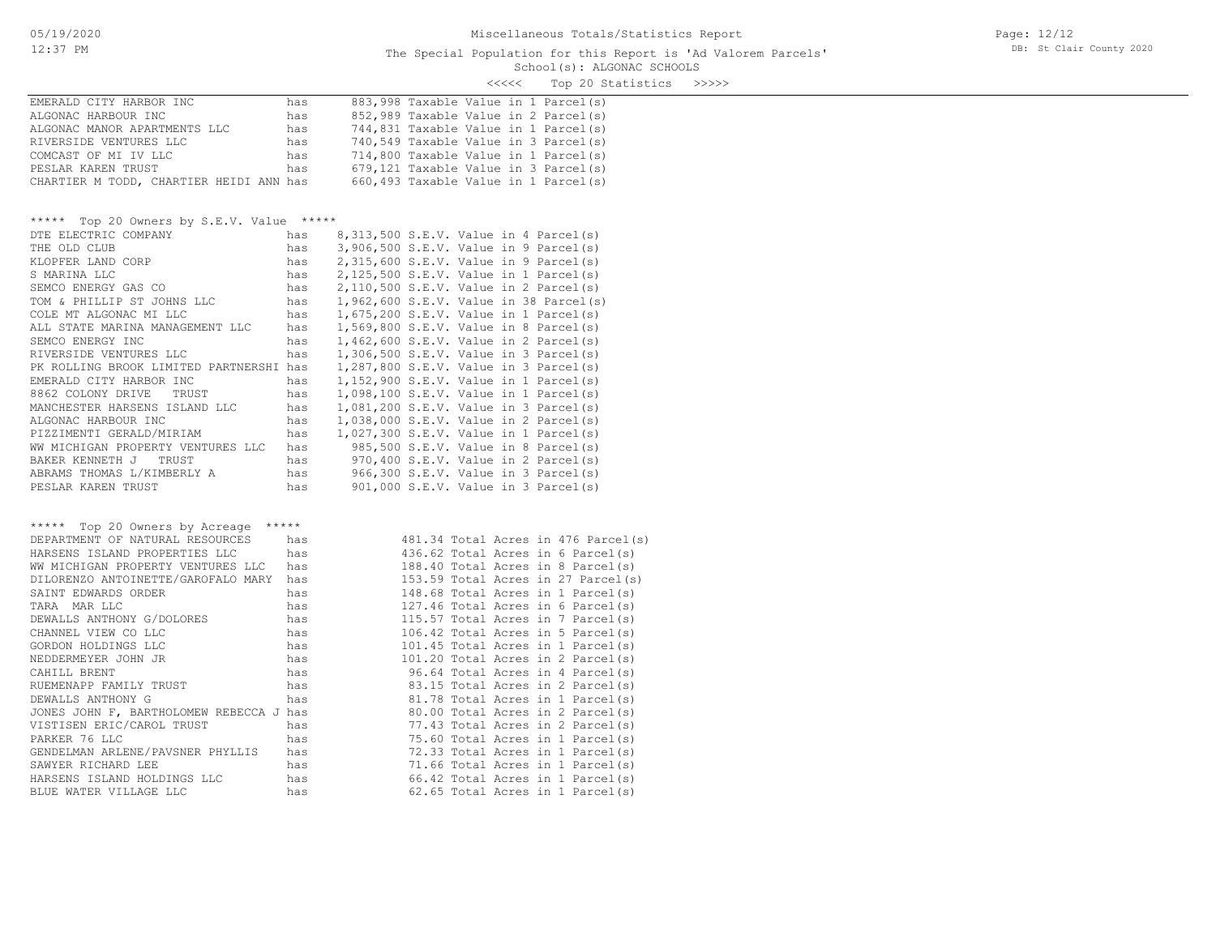Miscellaneous Totals/Statistics Report

The Special Population for this Report is 'Ad Valorem Parcels'

School(s): ALGONAC SCHOOLS

<<<<< Top 20 Statistics >>>>>

| | | | |
|---|---|---|---|
| EMERALD CITY HARBOR INC | has | 883,998 | Taxable Value in 1 Parcel(s) |
| ALGONAC HARBOUR INC | has | 852,989 | Taxable Value in 2 Parcel(s) |
| ALGONAC MANOR APARTMENTS LLC | has | 744,831 | Taxable Value in 1 Parcel(s) |
| RIVERSIDE VENTURES LLC | has | 740,549 | Taxable Value in 3 Parcel(s) |
| COMCAST OF MI IV LLC | has | 714,800 | Taxable Value in 1 Parcel(s) |
| PESLAR KAREN TRUST | has | 679,121 | Taxable Value in 3 Parcel(s) |
| CHARTIER M TODD, CHARTIER HEIDI ANN | has | 660,493 | Taxable Value in 1 Parcel(s) |

***** Top 20 Owners by S.E.V. Value *****

| | | | |
|---|---|---|---|
| DTE ELECTRIC COMPANY | has | 8,313,500 | S.E.V. Value in 4 Parcel(s) |
| THE OLD CLUB | has | 3,906,500 | S.E.V. Value in 9 Parcel(s) |
| KLOPFER LAND CORP | has | 2,315,600 | S.E.V. Value in 9 Parcel(s) |
| S MARINA LLC | has | 2,125,500 | S.E.V. Value in 1 Parcel(s) |
| SEMCO ENERGY GAS CO | has | 2,110,500 | S.E.V. Value in 2 Parcel(s) |
| TOM & PHILLIP ST JOHNS LLC | has | 1,962,600 | S.E.V. Value in 38 Parcel(s) |
| COLE MT ALGONAC MI LLC | has | 1,675,200 | S.E.V. Value in 1 Parcel(s) |
| ALL STATE MARINA MANAGEMENT LLC | has | 1,569,800 | S.E.V. Value in 8 Parcel(s) |
| SEMCO ENERGY INC | has | 1,462,600 | S.E.V. Value in 2 Parcel(s) |
| RIVERSIDE VENTURES LLC | has | 1,306,500 | S.E.V. Value in 3 Parcel(s) |
| PK ROLLING BROOK LIMITED PARTNERSHI | has | 1,287,800 | S.E.V. Value in 3 Parcel(s) |
| EMERALD CITY HARBOR INC | has | 1,152,900 | S.E.V. Value in 1 Parcel(s) |
| 8862 COLONY DRIVE TRUST | has | 1,098,100 | S.E.V. Value in 1 Parcel(s) |
| MANCHESTER HARSENS ISLAND LLC | has | 1,081,200 | S.E.V. Value in 3 Parcel(s) |
| ALGONAC HARBOUR INC | has | 1,038,000 | S.E.V. Value in 2 Parcel(s) |
| PIZZIMENTI GERALD/MIRIAM | has | 1,027,300 | S.E.V. Value in 1 Parcel(s) |
| WW MICHIGAN PROPERTY VENTURES LLC | has | 985,500 | S.E.V. Value in 8 Parcel(s) |
| BAKER KENNETH J TRUST | has | 970,400 | S.E.V. Value in 2 Parcel(s) |
| ABRAMS THOMAS L/KIMBERLY A | has | 966,300 | S.E.V. Value in 3 Parcel(s) |
| PESLAR KAREN TRUST | has | 901,000 | S.E.V. Value in 3 Parcel(s) |

***** Top 20 Owners by Acreage *****

| | | | |
|---|---|---|---|
| DEPARTMENT OF NATURAL RESOURCES | has | 481.34 | Total Acres in 476 Parcel(s) |
| HARSENS ISLAND PROPERTIES LLC | has | 436.62 | Total Acres in 6 Parcel(s) |
| WW MICHIGAN PROPERTY VENTURES LLC | has | 188.40 | Total Acres in 8 Parcel(s) |
| DILORENZO ANTOINETTE/GAROFALO MARY | has | 153.59 | Total Acres in 27 Parcel(s) |
| SAINT EDWARDS ORDER | has | 148.68 | Total Acres in 1 Parcel(s) |
| TARA MAR LLC | has | 127.46 | Total Acres in 6 Parcel(s) |
| DEWALLS ANTHONY G/DOLORES | has | 115.57 | Total Acres in 7 Parcel(s) |
| CHANNEL VIEW CO LLC | has | 106.42 | Total Acres in 5 Parcel(s) |
| GORDON HOLDINGS LLC | has | 101.45 | Total Acres in 1 Parcel(s) |
| NEDDERMEYER JOHN JR | has | 101.20 | Total Acres in 2 Parcel(s) |
| CAHILL BRENT | has | 96.64 | Total Acres in 4 Parcel(s) |
| RUEMENAPP FAMILY TRUST | has | 83.15 | Total Acres in 2 Parcel(s) |
| DEWALLS ANTHONY G | has | 81.78 | Total Acres in 1 Parcel(s) |
| JONES JOHN F, BARTHOLOMEW REBECCA J | has | 80.00 | Total Acres in 2 Parcel(s) |
| VISTISEN ERIC/CAROL TRUST | has | 77.43 | Total Acres in 2 Parcel(s) |
| PARKER 76 LLC | has | 75.60 | Total Acres in 1 Parcel(s) |
| GENDELMAN ARLENE/PAVSNER PHYLLIS | has | 72.33 | Total Acres in 1 Parcel(s) |
| SAWYER RICHARD LEE | has | 71.66 | Total Acres in 1 Parcel(s) |
| HARSENS ISLAND HOLDINGS LLC | has | 66.42 | Total Acres in 1 Parcel(s) |
| BLUE WATER VILLAGE LLC | has | 62.65 | Total Acres in 1 Parcel(s) |